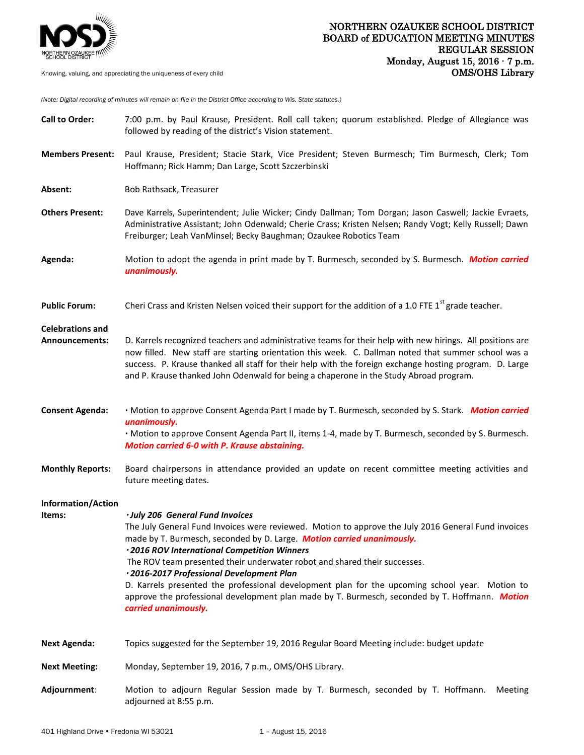# NORTHERN OZAUKEE SCHOOL DISTRICT
## BOARD of EDUCATION MEETING MINUTES
## REGULAR SESSION
### Monday, August 15, 2016 · 7 p.m.
### OMS/OHS Library

Knowing, valuing, and appreciating the uniqueness of every child

*(Note: Digital recording of minutes will remain on file in the District Office according to Wis. State statutes.)*

**Call to Order:** 7:00 p.m. by Paul Krause, President. Roll call taken; quorum established. Pledge of Allegiance was followed by reading of the district's Vision statement.

**Members Present:** Paul Krause, President; Stacie Stark, Vice President; Steven Burmesch; Tim Burmesch, Clerk; Tom Hoffmann; Rick Hamm; Dan Large, Scott Szczerbinski

**Absent:** Bob Rathsack, Treasurer

**Others Present:** Dave Karrels, Superintendent; Julie Wicker; Cindy Dallman; Tom Dorgan; Jason Caswell; Jackie Evraets, Administrative Assistant; John Odenwald; Cherie Crass; Kristen Nelsen; Randy Vogt; Kelly Russell; Dawn Freiburger; Leah VanMinsel; Becky Baughman; Ozaukee Robotics Team

**Agenda:** Motion to adopt the agenda in print made by T. Burmesch, seconded by S. Burmesch. ***Motion carried unanimously.***

**Public Forum:** Cheri Crass and Kristen Nelsen voiced their support for the addition of a 1.0 FTE 1st grade teacher.

**Celebrations and Announcements:** D. Karrels recognized teachers and administrative teams for their help with new hirings. All positions are now filled. New staff are starting orientation this week. C. Dallman noted that summer school was a success. P. Krause thanked all staff for their help with the foreign exchange hosting program. D. Large and P. Krause thanked John Odenwald for being a chaperone in the Study Abroad program.

**Consent Agenda:**
- Motion to approve Consent Agenda Part I made by T. Burmesch, seconded by S. Stark. ***Motion carried unanimously.***
- Motion to approve Consent Agenda Part II, items 1-4, made by T. Burmesch, seconded by S. Burmesch. ***Motion carried 6-0 with P. Krause abstaining.***

**Monthly Reports:** Board chairpersons in attendance provided an update on recent committee meeting activities and future meeting dates.

**Information/Action Items:**

- ***July 206 General Fund Invoices***
  The July General Fund Invoices were reviewed. Motion to approve the July 2016 General Fund invoices made by T. Burmesch, seconded by D. Large. ***Motion carried unanimously.***
- ***2016 ROV International Competition Winners***
  The ROV team presented their underwater robot and shared their successes.
- ***2016-2017 Professional Development Plan***
  D. Karrels presented the professional development plan for the upcoming school year. Motion to approve the professional development plan made by T. Burmesch, seconded by T. Hoffmann. ***Motion carried unanimously.***

**Next Agenda:** Topics suggested for the September 19, 2016 Regular Board Meeting include: budget update

**Next Meeting:** Monday, September 19, 2016, 7 p.m., OMS/OHS Library.

**Adjournment:** Motion to adjourn Regular Session made by T. Burmesch, seconded by T. Hoffmann. Meeting adjourned at 8:55 p.m.

401 Highland Drive • Fredonia WI 53021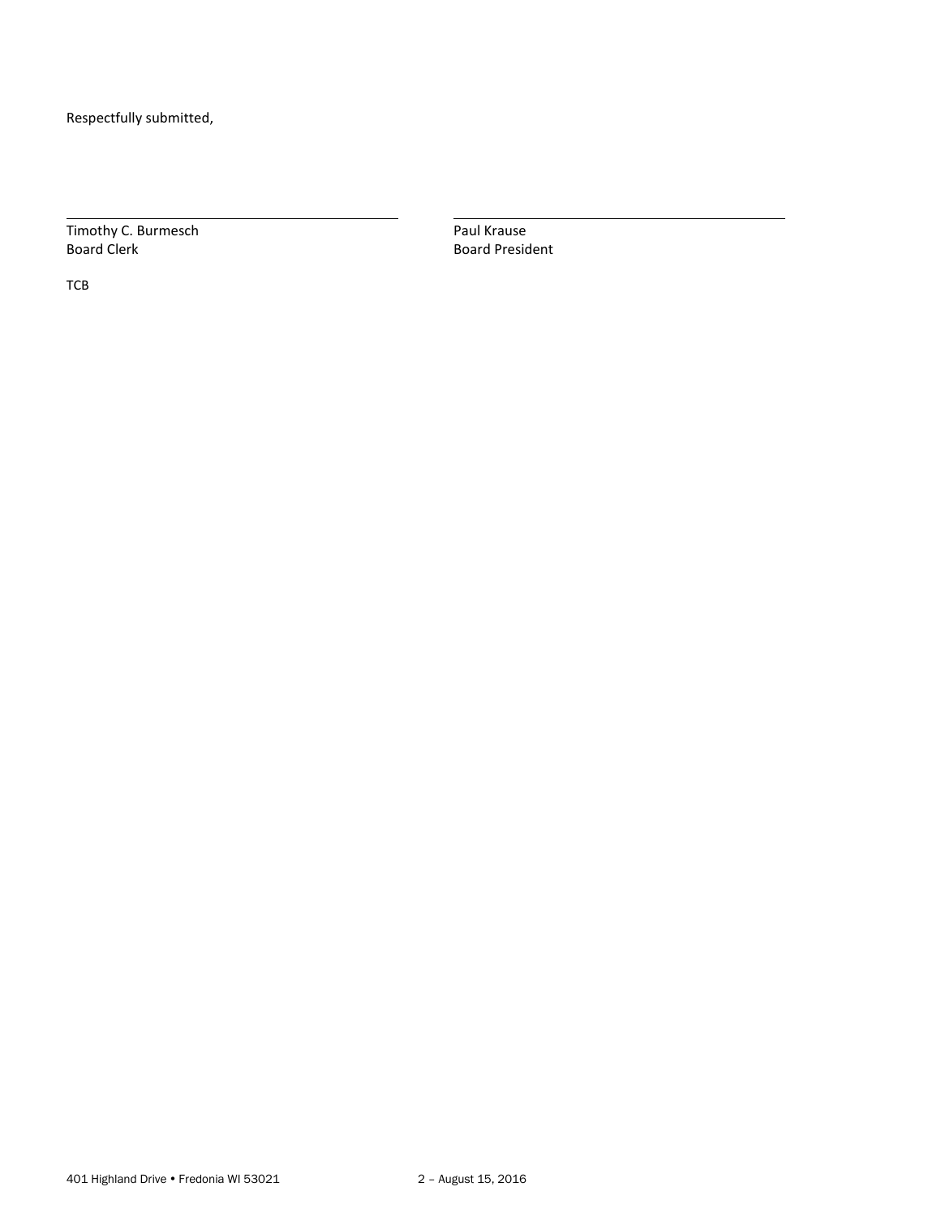Respectfully submitted,

Timothy C. Burmesch
Board Clerk

Paul Krause
Board President

TCB